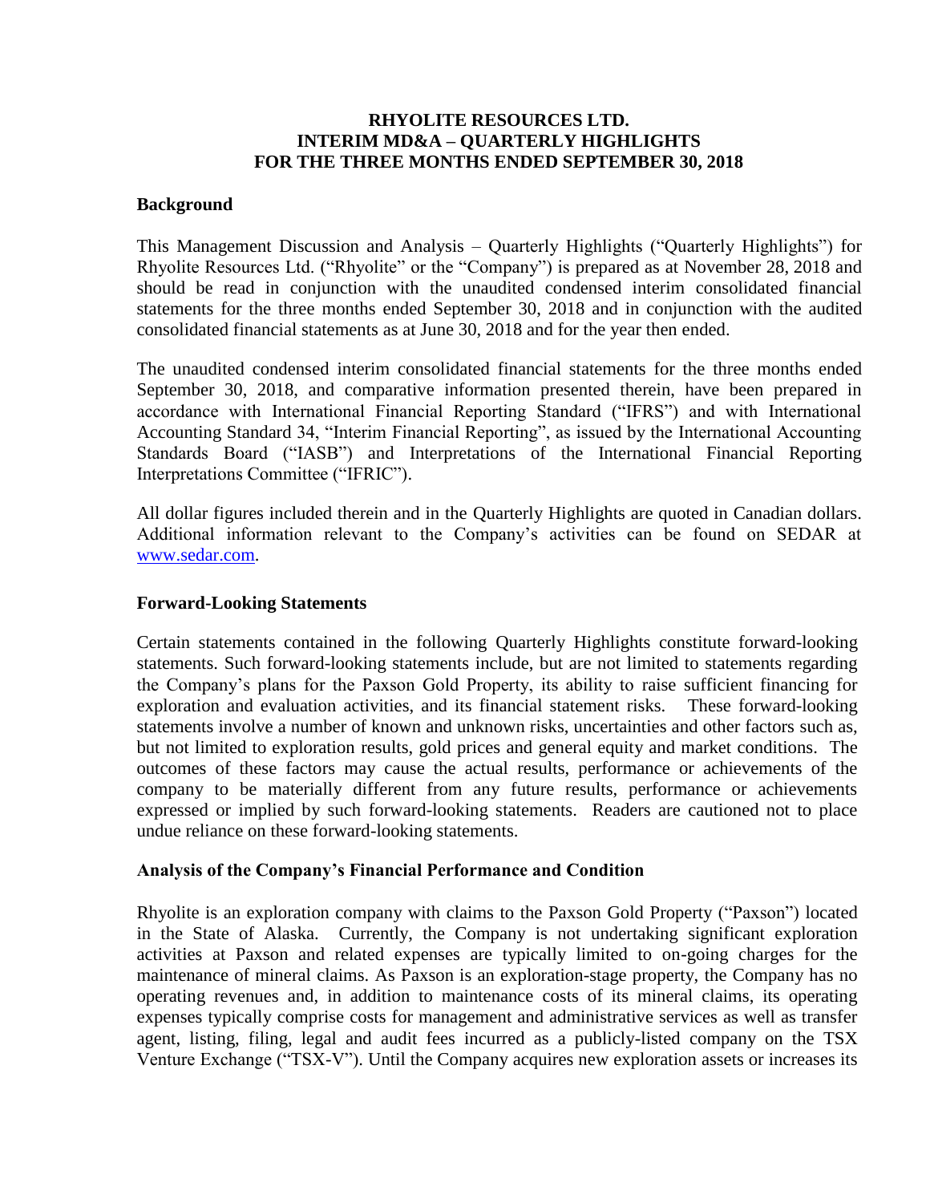# RHYOLITE RESOURCES LTD.
# INTERIM MD&A – QUARTERLY HIGHLIGHTS
# FOR THE THREE MONTHS ENDED SEPTEMBER 30, 2018

## Background

This Management Discussion and Analysis – Quarterly Highlights ("Quarterly Highlights") for Rhyolite Resources Ltd. ("Rhyolite" or the "Company") is prepared as at November 28, 2018 and should be read in conjunction with the unaudited condensed interim consolidated financial statements for the three months ended September 30, 2018 and in conjunction with the audited consolidated financial statements as at June 30, 2018 and for the year then ended.

The unaudited condensed interim consolidated financial statements for the three months ended September 30, 2018, and comparative information presented therein, have been prepared in accordance with International Financial Reporting Standard ("IFRS") and with International Accounting Standard 34, "Interim Financial Reporting", as issued by the International Accounting Standards Board ("IASB") and Interpretations of the International Financial Reporting Interpretations Committee ("IFRIC").

All dollar figures included therein and in the Quarterly Highlights are quoted in Canadian dollars. Additional information relevant to the Company's activities can be found on SEDAR at www.sedar.com.

## Forward-Looking Statements

Certain statements contained in the following Quarterly Highlights constitute forward-looking statements. Such forward-looking statements include, but are not limited to statements regarding the Company's plans for the Paxson Gold Property, its ability to raise sufficient financing for exploration and evaluation activities, and its financial statement risks. These forward-looking statements involve a number of known and unknown risks, uncertainties and other factors such as, but not limited to exploration results, gold prices and general equity and market conditions. The outcomes of these factors may cause the actual results, performance or achievements of the company to be materially different from any future results, performance or achievements expressed or implied by such forward-looking statements. Readers are cautioned not to place undue reliance on these forward-looking statements.

## Analysis of the Company's Financial Performance and Condition

Rhyolite is an exploration company with claims to the Paxson Gold Property ("Paxson") located in the State of Alaska. Currently, the Company is not undertaking significant exploration activities at Paxson and related expenses are typically limited to on-going charges for the maintenance of mineral claims. As Paxson is an exploration-stage property, the Company has no operating revenues and, in addition to maintenance costs of its mineral claims, its operating expenses typically comprise costs for management and administrative services as well as transfer agent, listing, filing, legal and audit fees incurred as a publicly-listed company on the TSX Venture Exchange ("TSX-V"). Until the Company acquires new exploration assets or increases its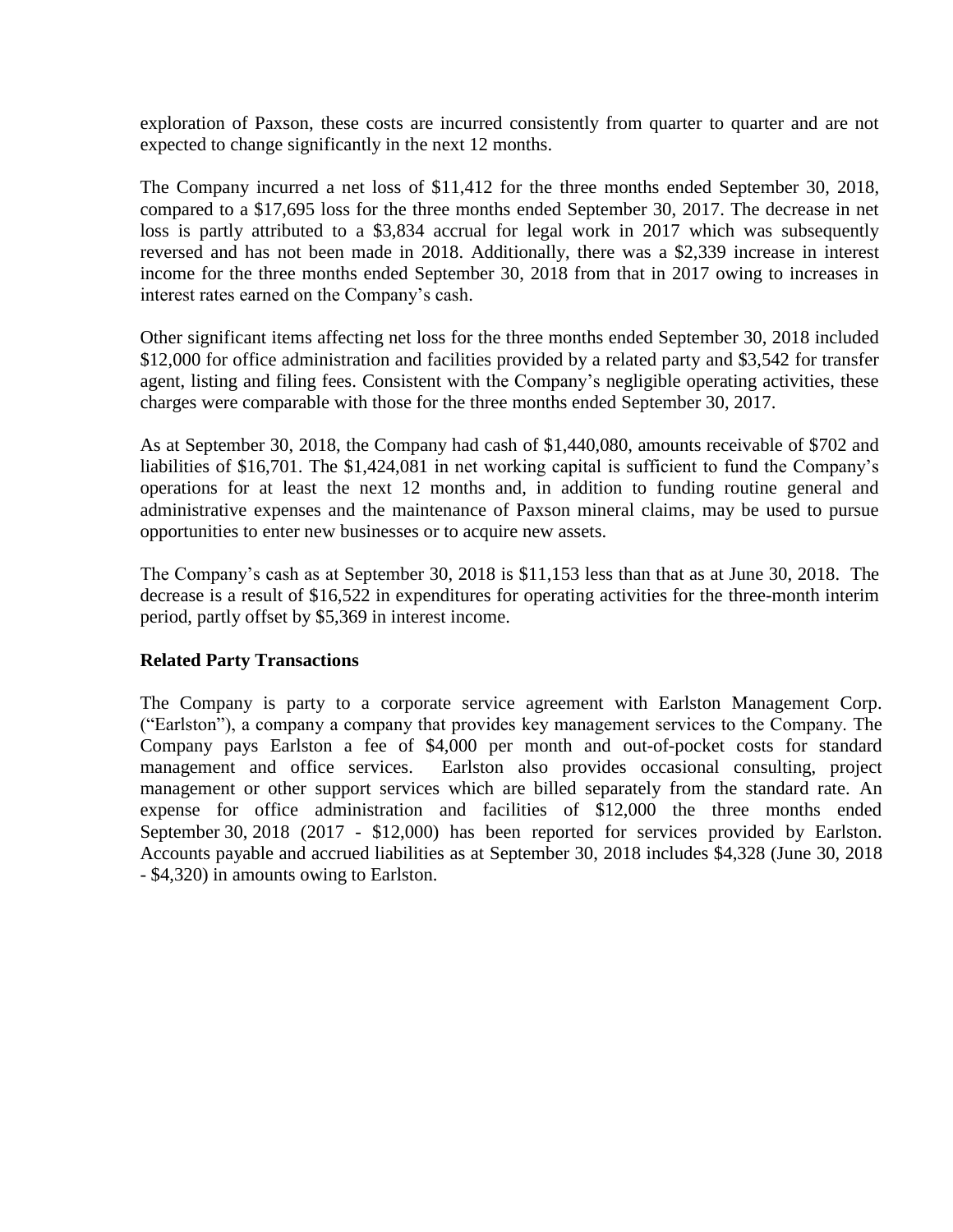exploration of Paxson, these costs are incurred consistently from quarter to quarter and are not expected to change significantly in the next 12 months.

The Company incurred a net loss of $11,412 for the three months ended September 30, 2018, compared to a $17,695 loss for the three months ended September 30, 2017. The decrease in net loss is partly attributed to a $3,834 accrual for legal work in 2017 which was subsequently reversed and has not been made in 2018. Additionally, there was a $2,339 increase in interest income for the three months ended September 30, 2018 from that in 2017 owing to increases in interest rates earned on the Company's cash.

Other significant items affecting net loss for the three months ended September 30, 2018 included $12,000 for office administration and facilities provided by a related party and $3,542 for transfer agent, listing and filing fees. Consistent with the Company's negligible operating activities, these charges were comparable with those for the three months ended September 30, 2017.

As at September 30, 2018, the Company had cash of $1,440,080, amounts receivable of $702 and liabilities of $16,701. The $1,424,081 in net working capital is sufficient to fund the Company's operations for at least the next 12 months and, in addition to funding routine general and administrative expenses and the maintenance of Paxson mineral claims, may be used to pursue opportunities to enter new businesses or to acquire new assets.

The Company's cash as at September 30, 2018 is $11,153 less than that as at June 30, 2018. The decrease is a result of $16,522 in expenditures for operating activities for the three-month interim period, partly offset by $5,369 in interest income.

**Related Party Transactions**

The Company is party to a corporate service agreement with Earlston Management Corp. ("Earlston"), a company a company that provides key management services to the Company. The Company pays Earlston a fee of $4,000 per month and out-of-pocket costs for standard management and office services. Earlston also provides occasional consulting, project management or other support services which are billed separately from the standard rate. An expense for office administration and facilities of $12,000 the three months ended September 30, 2018 (2017 - $12,000) has been reported for services provided by Earlston. Accounts payable and accrued liabilities as at September 30, 2018 includes $4,328 (June 30, 2018 - $4,320) in amounts owing to Earlston.